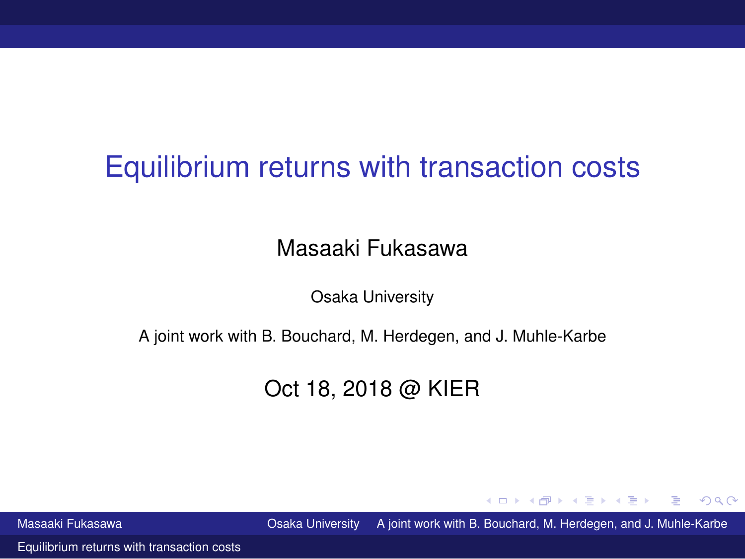# Equilibrium returns with transaction costs

Masaaki Fukasawa

Osaka University

A joint work with B. Bouchard, M. Herdegen, and J. Muhle-Karbe

Oct 18, 2018 @ KIER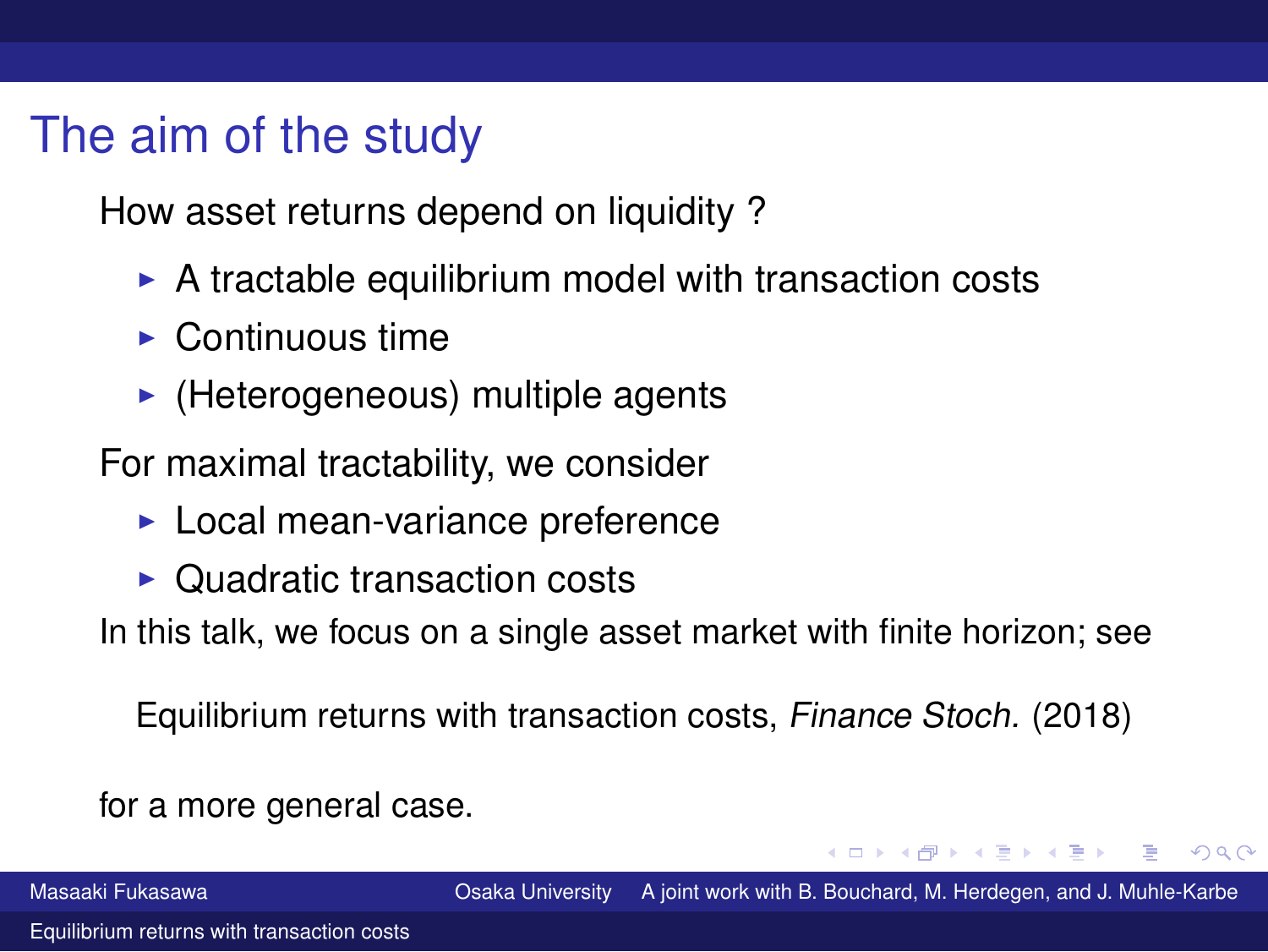# The aim of the study

How asset returns depend on liquidity ?

- A tractable equilibrium model with transaction costs
- Continuous time
- (Heterogeneous) multiple agents

For maximal tractability, we consider

- Local mean-variance preference
- Quadratic transaction costs

In this talk, we focus on a single asset market with finite horizon; see

Equilibrium returns with transaction costs, *Finance Stoch.* (2018)

for a more general case.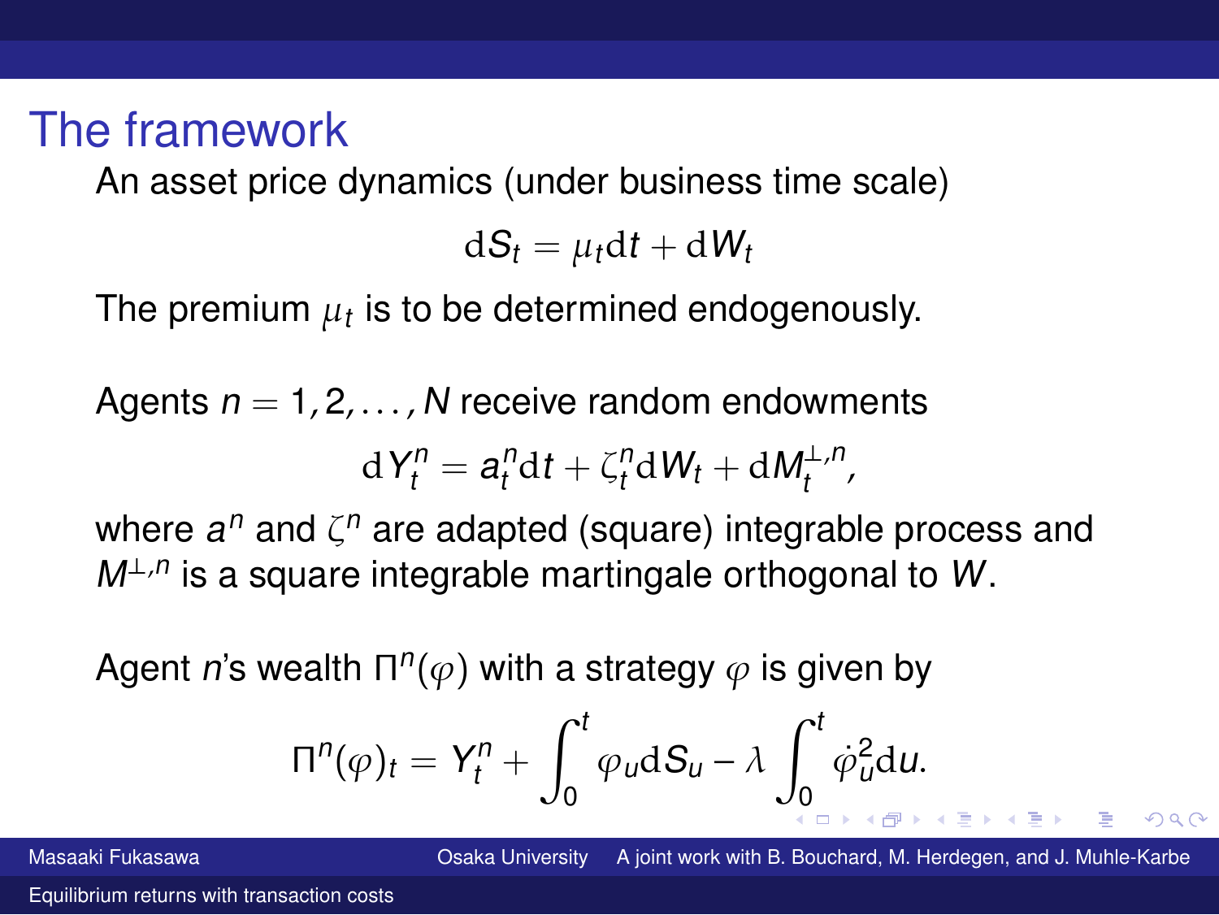# The framework

An asset price dynamics (under business time scale)

$$\mathrm{d}S_t = \mu_t \mathrm{d}t + \mathrm{d}W_t$$

The premium $\mu_t$ is to be determined endogenously.

Agents $n = 1, 2, \ldots, N$ receive random endowments

$$\mathrm{d}Y_t^n = a_t^n \mathrm{d}t + \zeta_t^n \mathrm{d}W_t + \mathrm{d}M_t^{\perp,n},$$

where $a^n$ and $\zeta^n$ are adapted (square) integrable process and $M^{\perp,n}$ is a square integrable martingale orthogonal to $W$.

Agent $n$'s wealth $\Pi^n(\varphi)$ with a strategy $\varphi$ is given by

$$\Pi^n(\varphi)_t = Y_t^n + \int_0^t \varphi_u \mathrm{d}S_u - \lambda \int_0^t \dot{\varphi}_u^2 \mathrm{d}u.$$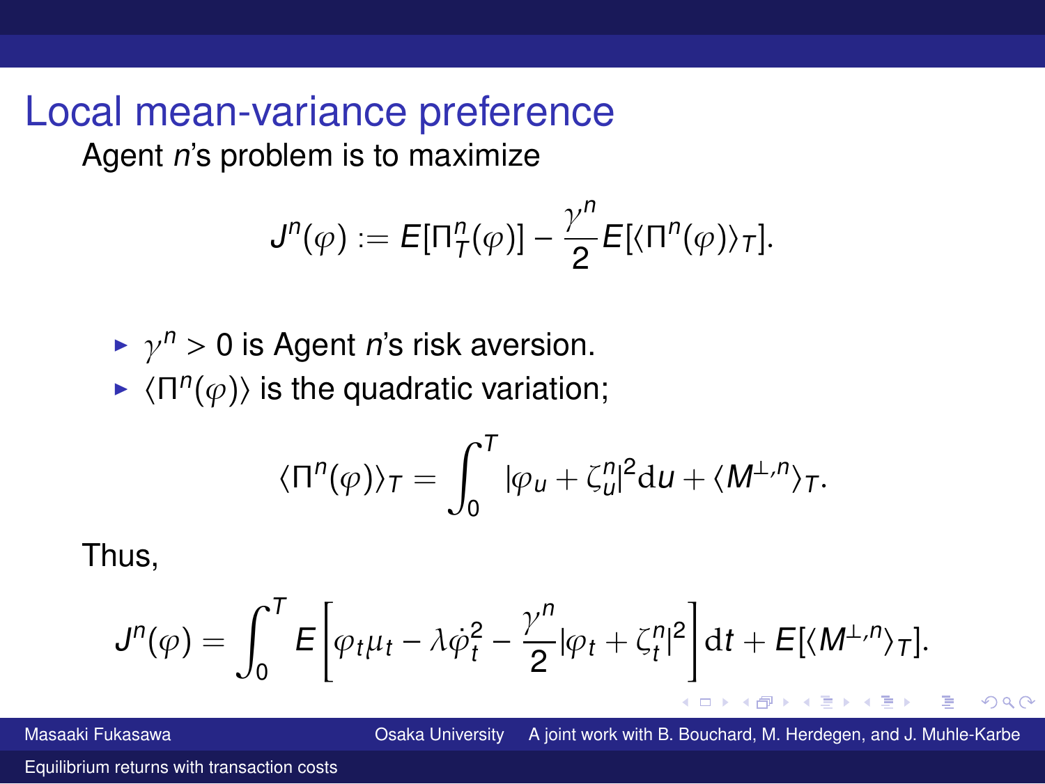# Local mean-variance preference

Agent $n$'s problem is to maximize

$$J^n(\varphi) := E[\Pi^n_T(\varphi)] - \frac{\gamma^n}{2} E[\langle \Pi^n(\varphi) \rangle_T].$$

- $\gamma^n > 0$ is Agent $n$'s risk aversion.
- $\langle \Pi^n(\varphi) \rangle$ is the quadratic variation;

$$\langle \Pi^n(\varphi) \rangle_T = \int_0^T |\varphi_u + \zeta^n_u|^2 \mathrm{d}u + \langle M^{\perp,n} \rangle_T.$$

Thus,

$$J^n(\varphi) = \int_0^T E\left[ \varphi_t \mu_t - \lambda \dot{\varphi}_t^2 - \frac{\gamma^n}{2} |\varphi_t + \zeta^n_t|^2 \right] \mathrm{d}t + E[\langle M^{\perp,n} \rangle_T].$$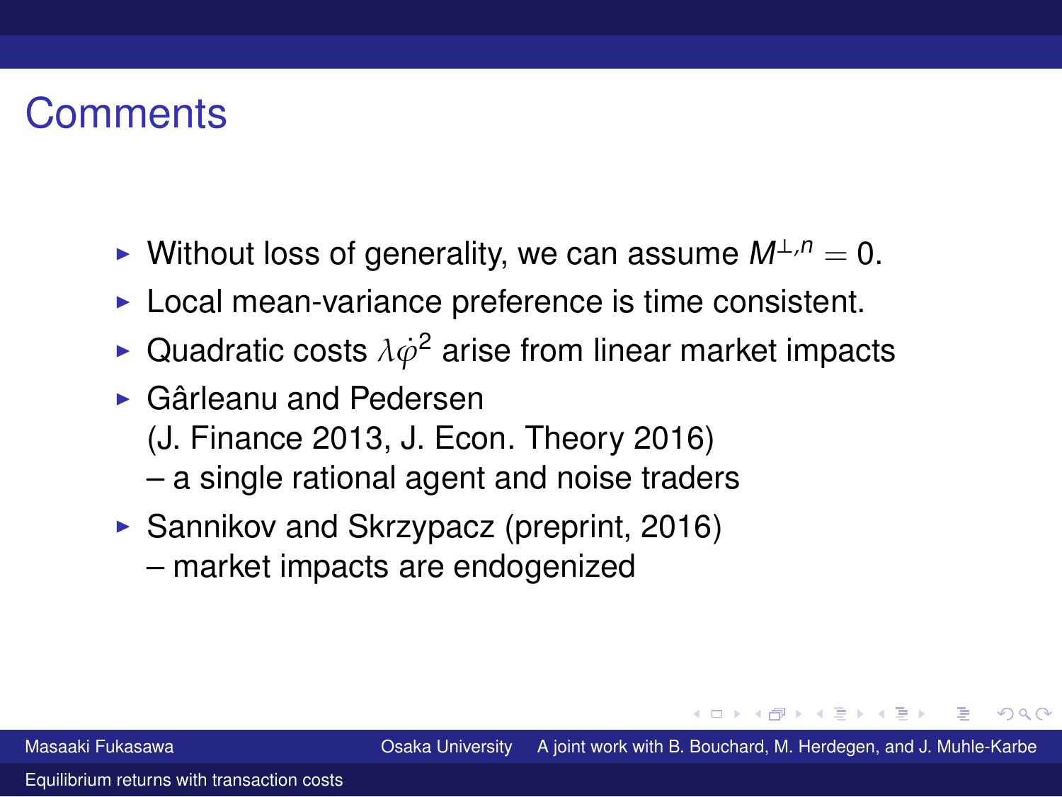# Comments

- Without loss of generality, we can assume $M^{\perp,n} = 0$.
- Local mean-variance preference is time consistent.
- Quadratic costs $\lambda \dot{\varphi}^2$ arise from linear market impacts
- Gârleanu and Pedersen (J. Finance 2013, J. Econ. Theory 2016) – a single rational agent and noise traders
- Sannikov and Skrzypacz (preprint, 2016) – market impacts are endogenized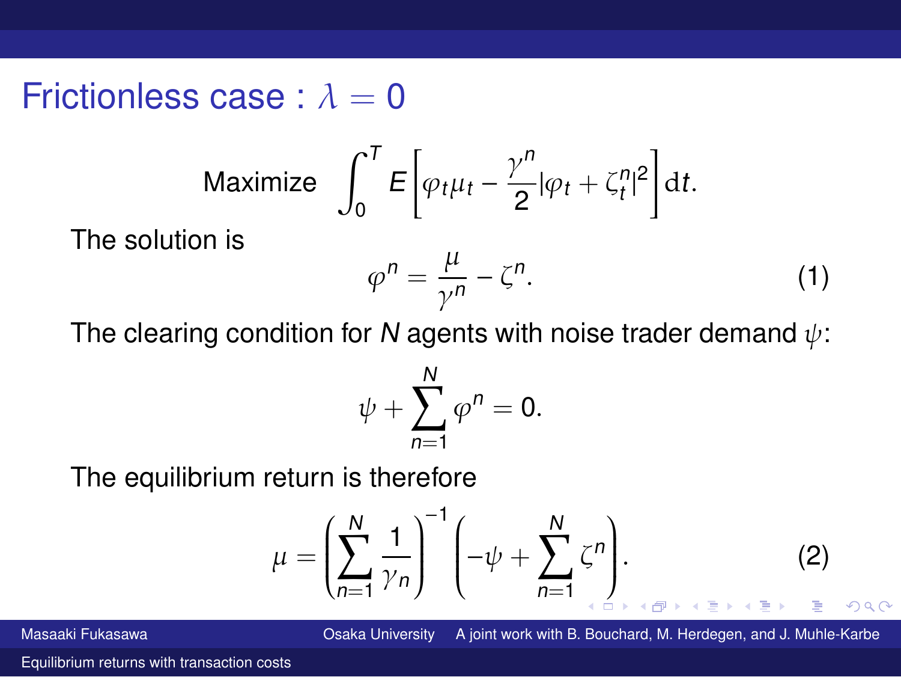# Frictionless case : $\lambda = 0$

$$\text{Maximize} \quad \int_0^T E\left[\varphi_t \mu_t - \frac{\gamma^n}{2}|\varphi_t + \zeta_t^n|^2\right] \mathrm{d}t.$$

The solution is

$$\varphi^n = \frac{\mu}{\gamma^n} - \zeta^n. \tag{1}$$

The clearing condition for $N$ agents with noise trader demand $\psi$:

$$\psi + \sum_{n=1}^N \varphi^n = 0.$$

The equilibrium return is therefore

$$\mu = \left(\sum_{n=1}^N \frac{1}{\gamma_n}\right)^{-1} \left(-\psi + \sum_{n=1}^N \zeta^n\right). \tag{2}$$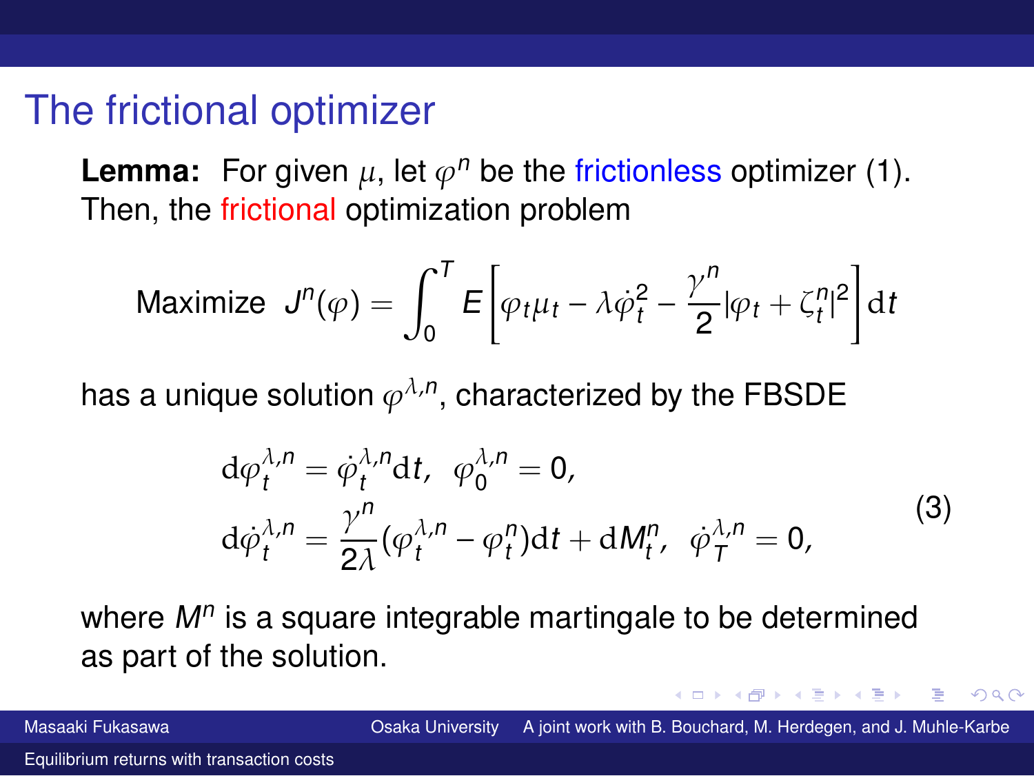# The frictional optimizer

**Lemma:** For given $\mu$, let $\varphi^n$ be the frictionless optimizer (1). Then, the frictional optimization problem

$$
\text{Maximize } \; J^n(\varphi) = \int_0^T E\left[\varphi_t \mu_t - \lambda \dot{\varphi}_t^2 - \frac{\gamma^n}{2}|\varphi_t + \zeta_t^n|^2\right] \mathrm{d}t
$$

has a unique solution $\varphi^{\lambda,n}$, characterized by the FBSDE

$$
\begin{aligned}
\mathrm{d}\varphi_t^{\lambda,n} &= \dot{\varphi}_t^{\lambda,n}\mathrm{d}t, \;\; \varphi_0^{\lambda,n} = 0, \\
\mathrm{d}\dot{\varphi}_t^{\lambda,n} &= \frac{\gamma^n}{2\lambda}(\varphi_t^{\lambda,n} - \varphi_t^n)\mathrm{d}t + \mathrm{d}M_t^n, \;\; \dot{\varphi}_T^{\lambda,n} = 0,
\end{aligned} \tag{3}
$$

where $M^n$ is a square integrable martingale to be determined as part of the solution.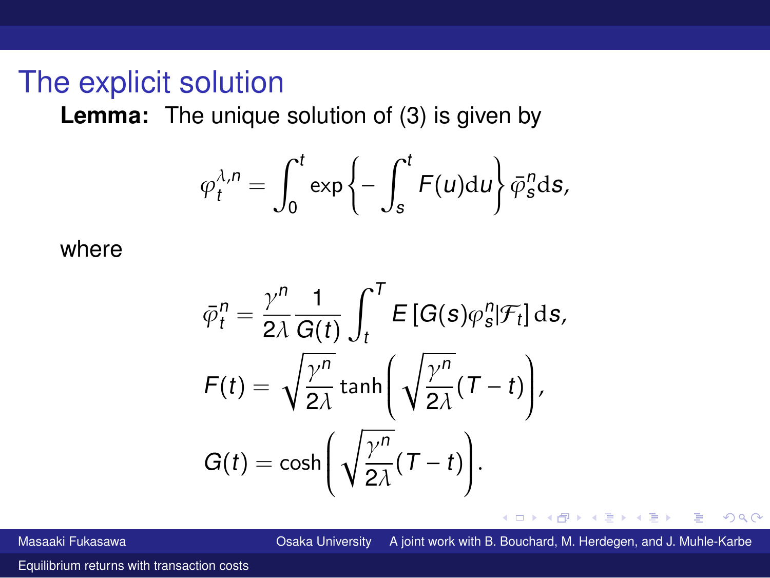## The explicit solution

**Lemma:** The unique solution of (3) is given by

$$\varphi_t^{\lambda,n} = \int_0^t \exp\left\{-\int_s^t F(u)\mathrm{d}u\right\} \bar{\varphi}_s^n \mathrm{d}s,$$

where

$$\bar{\varphi}_t^n = \frac{\gamma^n}{2\lambda}\frac{1}{G(t)}\int_t^T E\left[G(s)\varphi_s^n | \mathcal{F}_t\right] \mathrm{d}s,$$

$$F(t) = \sqrt{\frac{\gamma^n}{2\lambda}} \tanh\left(\sqrt{\frac{\gamma^n}{2\lambda}}(T-t)\right),$$

$$G(t) = \cosh\left(\sqrt{\frac{\gamma^n}{2\lambda}}(T-t)\right).$$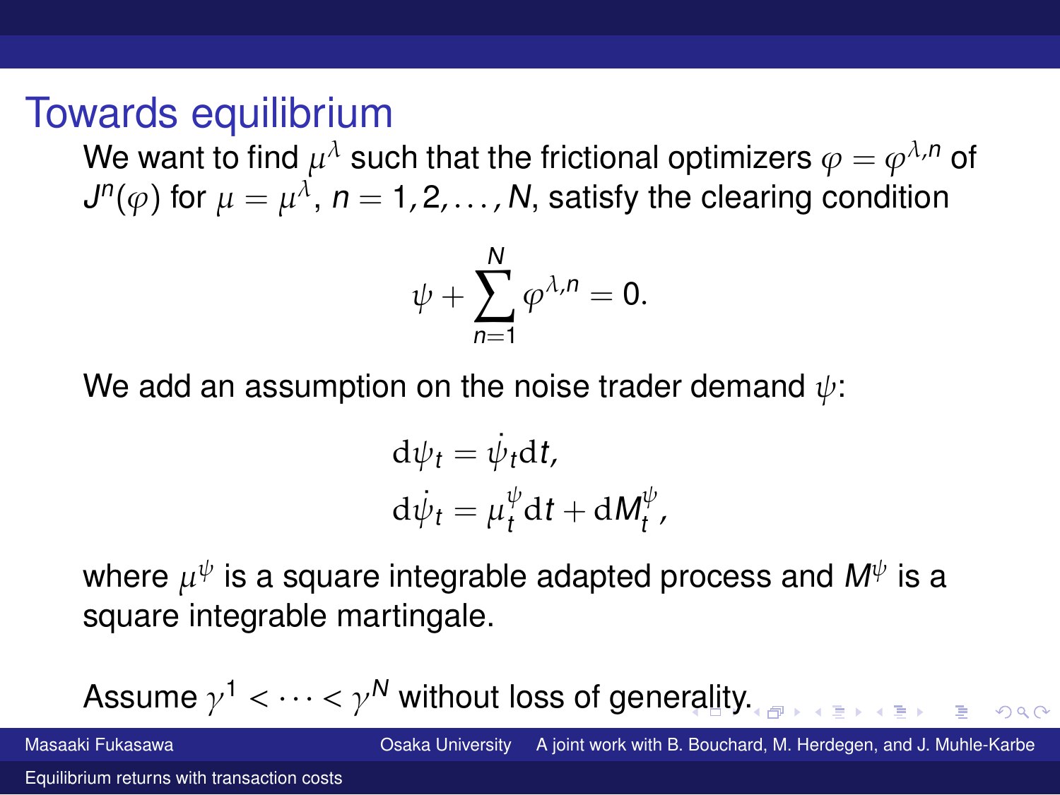# Towards equilibrium

We want to find $\mu^\lambda$ such that the frictional optimizers $\varphi = \varphi^{\lambda,n}$ of $J^n(\varphi)$ for $\mu = \mu^\lambda$, $n = 1, 2, \dots, N$, satisfy the clearing condition

$$\psi + \sum_{n=1}^{N} \varphi^{\lambda,n} = 0.$$

We add an assumption on the noise trader demand $\psi$:

$$\mathrm{d}\psi_t = \dot{\psi}_t \mathrm{d}t,$$
$$\mathrm{d}\dot{\psi}_t = \mu_t^\psi \mathrm{d}t + \mathrm{d}M_t^\psi,$$

where $\mu^\psi$ is a square integrable adapted process and $M^\psi$ is a square integrable martingale.

Assume $\gamma^1 < \cdots < \gamma^N$ without loss of generality.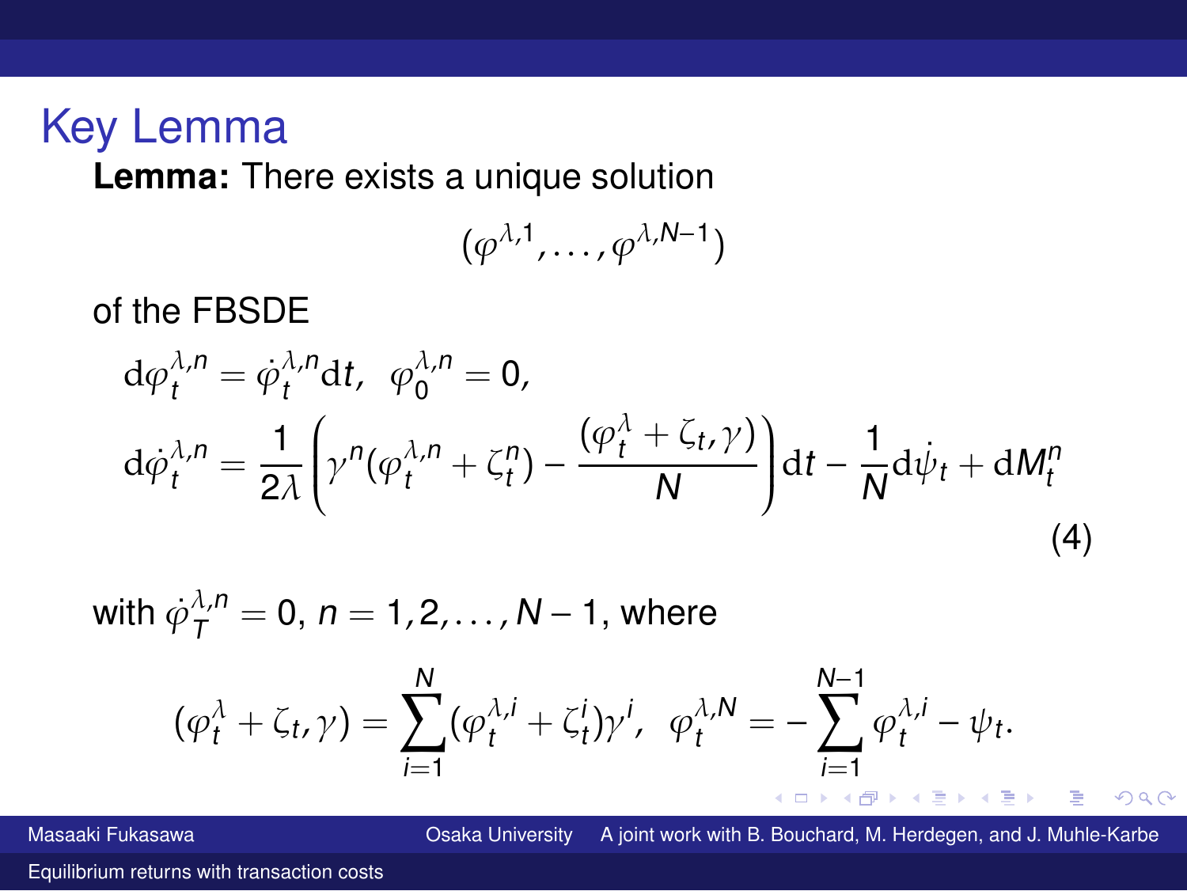## Key Lemma

**Lemma:** There exists a unique solution

$$(\varphi^{\lambda,1}, \dots, \varphi^{\lambda,N-1})$$

of the FBSDE

$$\mathrm{d}\varphi_t^{\lambda,n} = \dot{\varphi}_t^{\lambda,n}\mathrm{d}t, \;\; \varphi_0^{\lambda,n} = 0,$$

$$\mathrm{d}\dot{\varphi}_t^{\lambda,n} = \frac{1}{2\lambda}\left(\gamma^n(\varphi_t^{\lambda,n} + \zeta_t^n) - \frac{(\varphi_t^\lambda + \zeta_t, \gamma)}{N}\right)\mathrm{d}t - \frac{1}{N}\mathrm{d}\dot{\psi}_t + \mathrm{d}M_t^n \tag{4}$$

with $\dot{\varphi}_T^{\lambda,n} = 0$, $n = 1, 2, \dots, N-1$, where

$$(\varphi_t^\lambda + \zeta_t, \gamma) = \sum_{i=1}^{N}(\varphi_t^{\lambda,i} + \zeta_t^i)\gamma^i, \;\; \varphi_t^{\lambda,N} = -\sum_{i=1}^{N-1}\varphi_t^{\lambda,i} - \psi_t.$$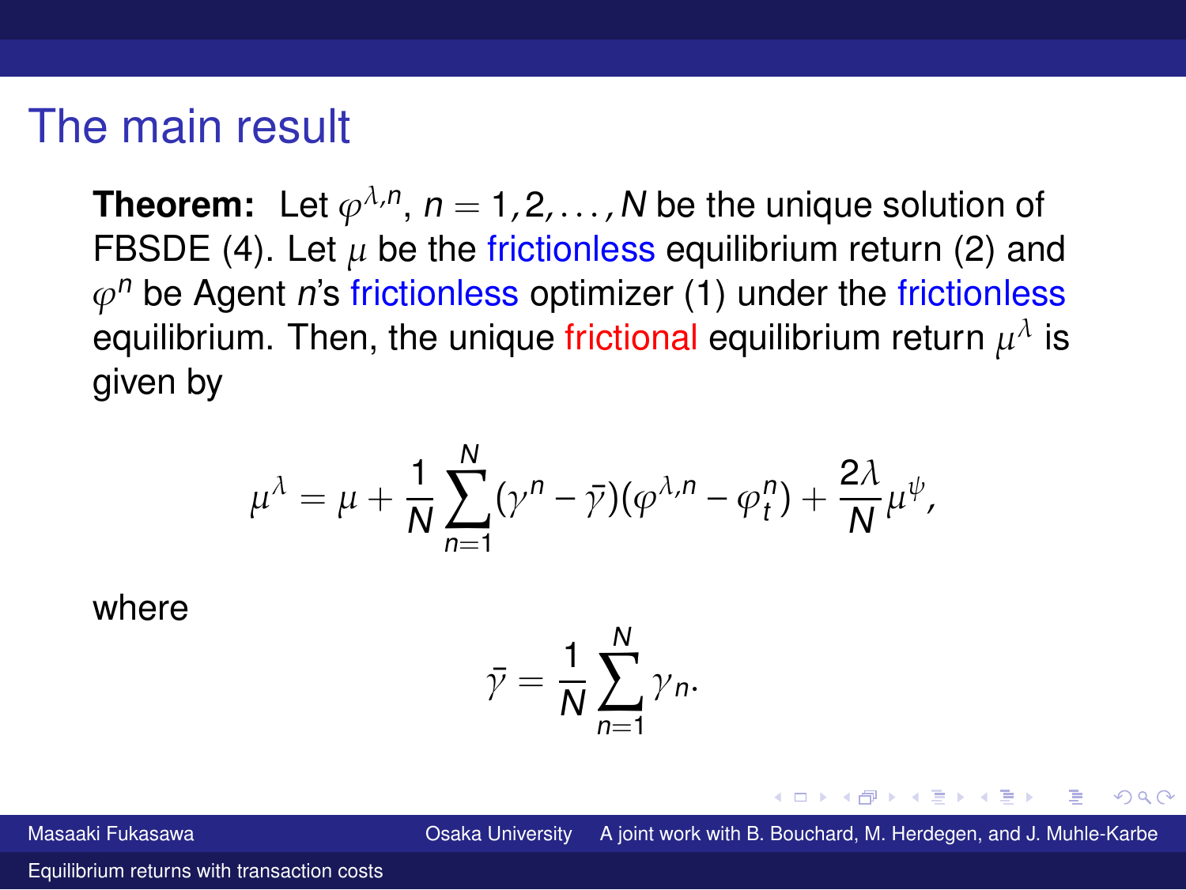# The main result

**Theorem:** Let $\varphi^{\lambda,n}$, $n = 1, 2, \ldots, N$ be the unique solution of FBSDE (4). Let $\mu$ be the frictionless equilibrium return (2) and $\varphi^n$ be Agent $n$'s frictionless optimizer (1) under the frictionless equilibrium. Then, the unique frictional equilibrium return $\mu^\lambda$ is given by

$$\mu^\lambda = \mu + \frac{1}{N}\sum_{n=1}^{N}(\gamma^n - \bar{\gamma})(\varphi^{\lambda,n} - \varphi_t^n) + \frac{2\lambda}{N}\mu^\psi,$$

where

$$\bar{\gamma} = \frac{1}{N}\sum_{n=1}^{N}\gamma_n.$$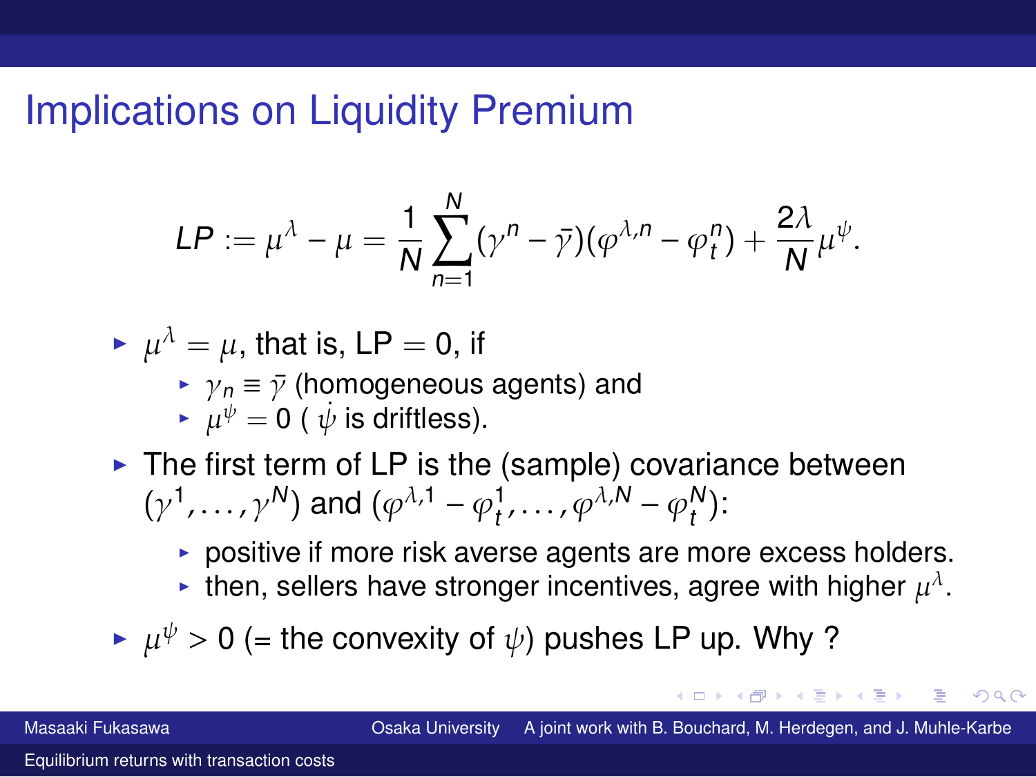# Implications on Liquidity Premium

$$LP := \mu^\lambda - \mu = \frac{1}{N}\sum_{n=1}^{N}(\gamma^n - \bar{\gamma})(\varphi^{\lambda,n} - \varphi_t^n) + \frac{2\lambda}{N}\mu^\psi.$$

- $\mu^\lambda = \mu$, that is, LP $= 0$, if
  - $\gamma_n \equiv \bar{\gamma}$ (homogeneous agents) and
  - $\mu^\psi = 0$ ( $\dot{\psi}$ is driftless).
- The first term of LP is the (sample) covariance between $(\gamma^1, \ldots, \gamma^N)$ and $(\varphi^{\lambda,1} - \varphi_t^1, \ldots, \varphi^{\lambda,N} - \varphi_t^N)$:
  - positive if more risk averse agents are more excess holders.
  - then, sellers have stronger incentives, agree with higher $\mu^\lambda$.
- $\mu^\psi > 0$ (= the convexity of $\psi$) pushes LP up. Why ?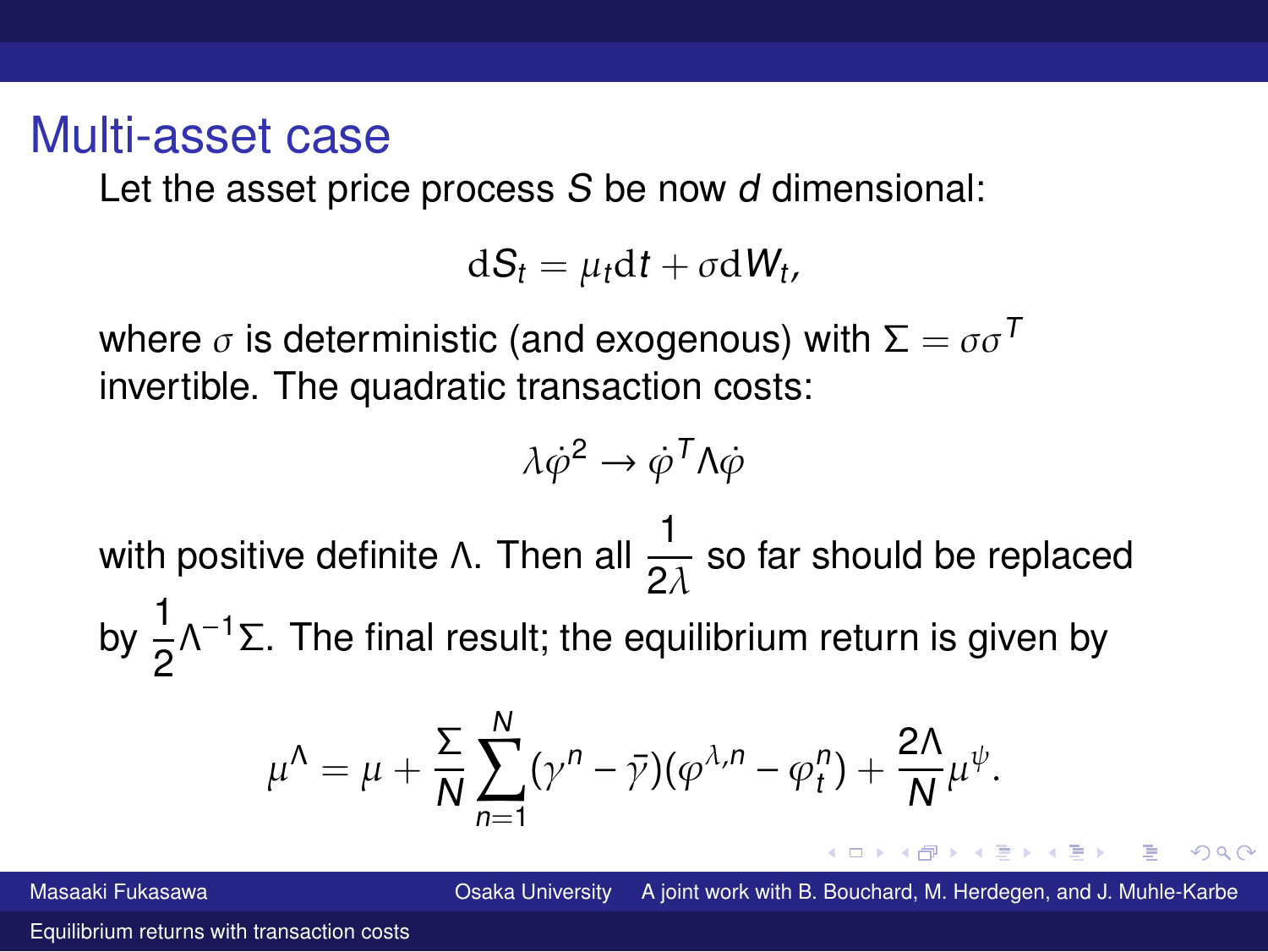# Multi-asset case

Let the asset price process $S$ be now $d$ dimensional:

$$\mathrm{d}S_t = \mu_t \mathrm{d}t + \sigma \mathrm{d}W_t,$$

where $\sigma$ is deterministic (and exogenous) with $\Sigma = \sigma\sigma^T$ invertible. The quadratic transaction costs:

$$\lambda \dot{\varphi}^2 \to \dot{\varphi}^T \Lambda \dot{\varphi}$$

with positive definite $\Lambda$. Then all $\dfrac{1}{2\lambda}$ so far should be replaced by $\dfrac{1}{2}\Lambda^{-1}\Sigma$. The final result; the equilibrium return is given by

$$\mu^\Lambda = \mu + \frac{\Sigma}{N} \sum_{n=1}^{N} (\gamma^n - \bar{\gamma})(\varphi^{\lambda,n} - \varphi_t^n) + \frac{2\Lambda}{N} \mu^\psi.$$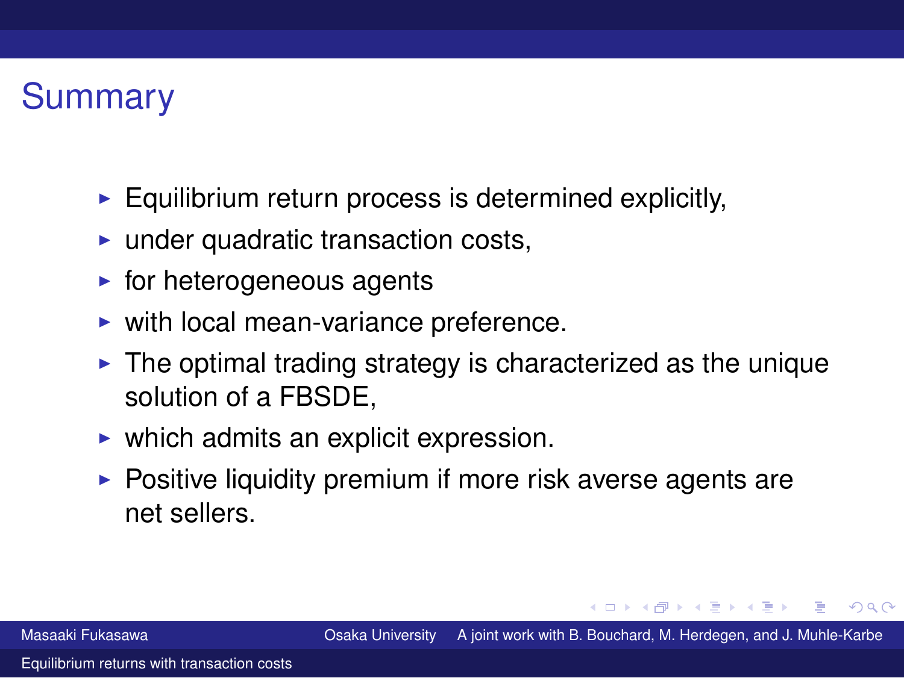# Summary

- Equilibrium return process is determined explicitly,
- under quadratic transaction costs,
- for heterogeneous agents
- with local mean-variance preference.
- The optimal trading strategy is characterized as the unique solution of a FBSDE,
- which admits an explicit expression.
- Positive liquidity premium if more risk averse agents are net sellers.